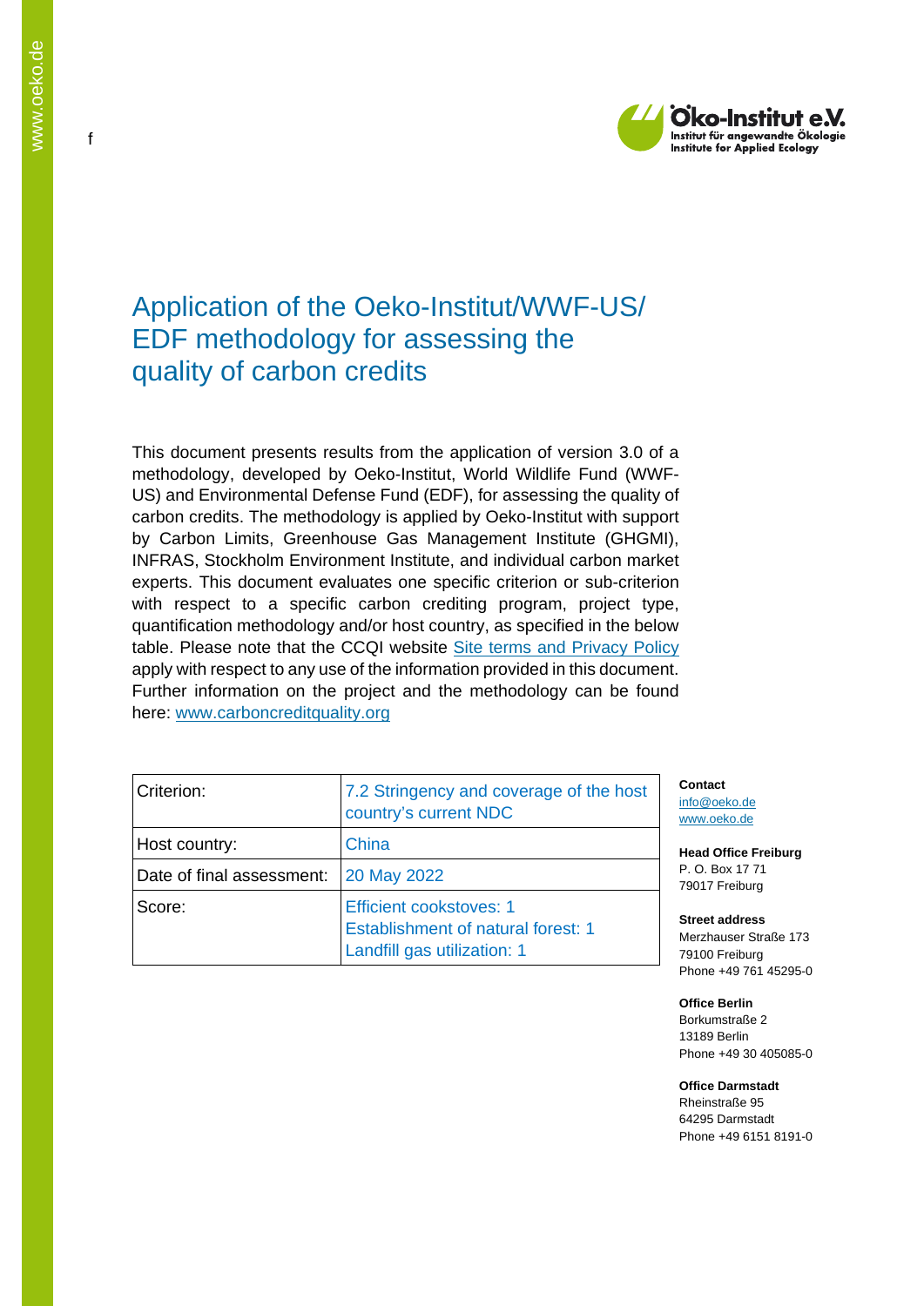f

# Application of the Oeko-Institut/WWF-US/ EDF methodology for assessing the quality of carbon credits

This document presents results from the application of version 3.0 of a methodology, developed by Oeko-Institut, World Wildlife Fund (WWF-US) and Environmental Defense Fund (EDF), for assessing the quality of carbon credits. The methodology is applied by Oeko-Institut with support by Carbon Limits, Greenhouse Gas Management Institute (GHGMI), INFRAS, Stockholm Environment Institute, and individual carbon market experts. This document evaluates one specific criterion or sub-criterion with respect to a specific carbon crediting program, project type, quantification methodology and/or host country, as specified in the below table. Please note that the CCQI website [Site terms and Privacy Policy](#) apply with respect to any use of the information provided in this document. Further information on the project and the methodology can be found here: [www.carboncreditquality.org](http://www.carboncreditquality.org)

| Criterion: | 7.2 Stringency and coverage of the host country's current NDC |
|---|---|
| Host country: | China |
| Date of final assessment: | 20 May 2022 |
| Score: | Efficient cookstoves: 1<br>Establishment of natural forest: 1<br>Landfill gas utilization: 1 |

**Contact**
info@oeko.de
www.oeko.de

**Head Office Freiburg**
P. O. Box 17 71
79017 Freiburg

**Street address**
Merzhauser Straße 173
79100 Freiburg
Phone +49 761 45295-0

**Office Berlin**
Borkumstraße 2
13189 Berlin
Phone +49 30 405085-0

**Office Darmstadt**
Rheinstraße 95
64295 Darmstadt
Phone +49 6151 8191-0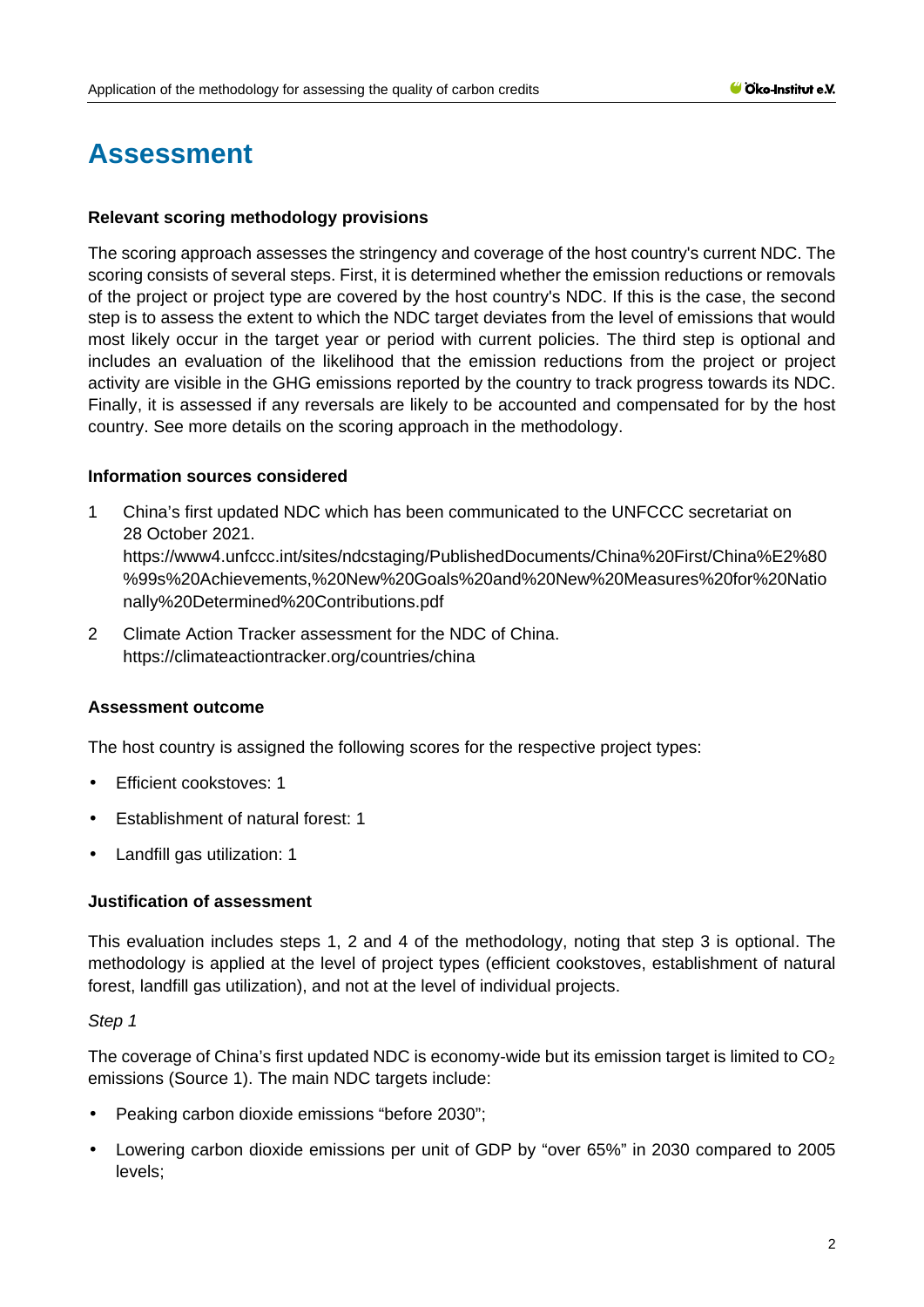# Assessment

**Relevant scoring methodology provisions**

The scoring approach assesses the stringency and coverage of the host country's current NDC. The scoring consists of several steps. First, it is determined whether the emission reductions or removals of the project or project type are covered by the host country's NDC. If this is the case, the second step is to assess the extent to which the NDC target deviates from the level of emissions that would most likely occur in the target year or period with current policies. The third step is optional and includes an evaluation of the likelihood that the emission reductions from the project or project activity are visible in the GHG emissions reported by the country to track progress towards its NDC. Finally, it is assessed if any reversals are likely to be accounted and compensated for by the host country. See more details on the scoring approach in the methodology.

**Information sources considered**

1. China's first updated NDC which has been communicated to the UNFCCC secretariat on 28 October 2021. https://www4.unfccc.int/sites/ndcstaging/PublishedDocuments/China%20First/China%E2%80%99s%20Achievements,%20New%20Goals%20and%20New%20Measures%20for%20Nationally%20Determined%20Contributions.pdf
2. Climate Action Tracker assessment for the NDC of China. https://climateactiontracker.org/countries/china

**Assessment outcome**

The host country is assigned the following scores for the respective project types:

- Efficient cookstoves: 1
- Establishment of natural forest: 1
- Landfill gas utilization: 1

**Justification of assessment**

This evaluation includes steps 1, 2 and 4 of the methodology, noting that step 3 is optional. The methodology is applied at the level of project types (efficient cookstoves, establishment of natural forest, landfill gas utilization), and not at the level of individual projects.

*Step 1*

The coverage of China's first updated NDC is economy-wide but its emission target is limited to $CO_2$ emissions (Source 1). The main NDC targets include:

- Peaking carbon dioxide emissions "before 2030";
- Lowering carbon dioxide emissions per unit of GDP by "over 65%" in 2030 compared to 2005 levels;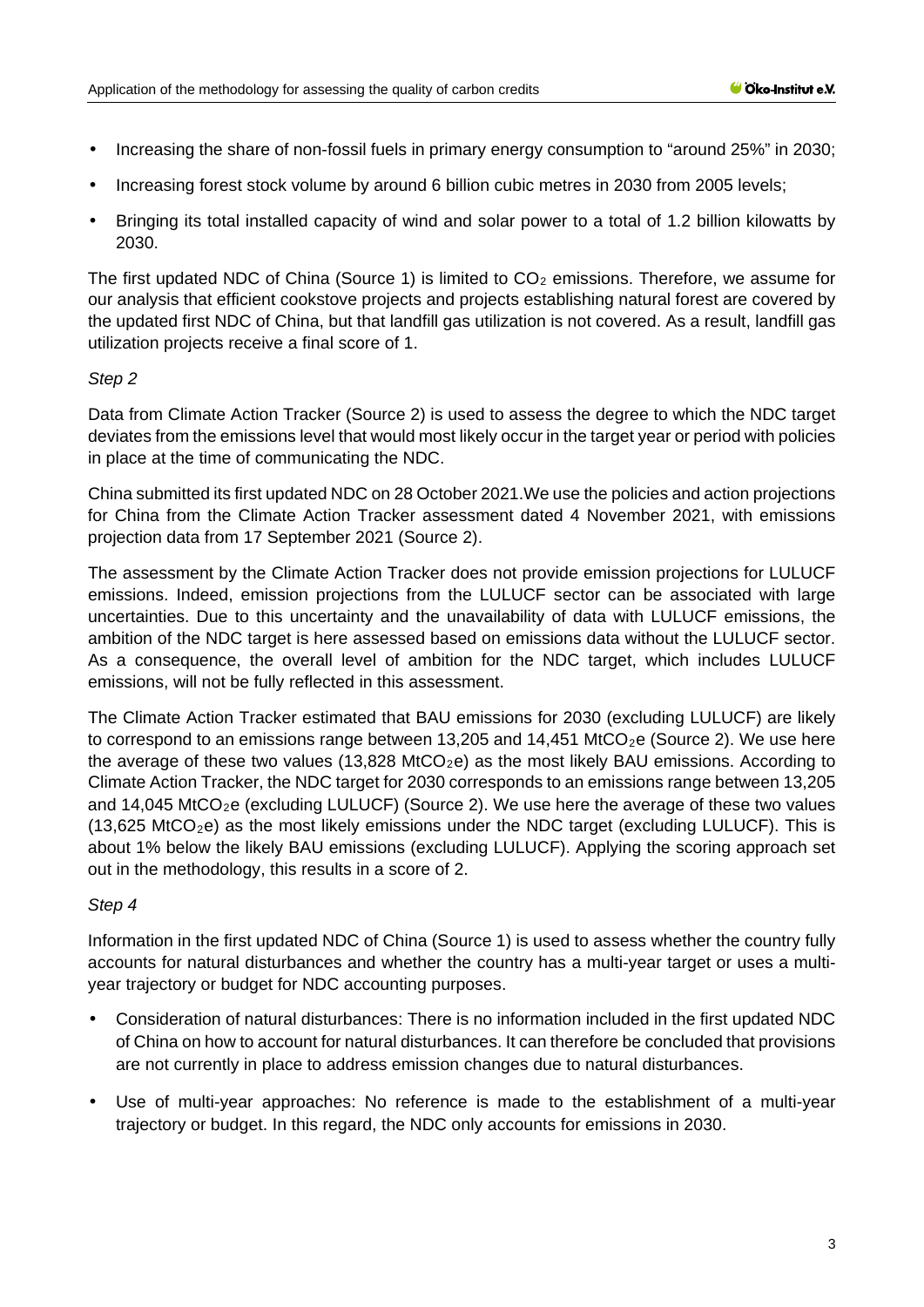- Increasing the share of non-fossil fuels in primary energy consumption to "around 25%" in 2030;
- Increasing forest stock volume by around 6 billion cubic metres in 2030 from 2005 levels;
- Bringing its total installed capacity of wind and solar power to a total of 1.2 billion kilowatts by 2030.

The first updated NDC of China (Source 1) is limited to $CO_2$ emissions. Therefore, we assume for our analysis that efficient cookstove projects and projects establishing natural forest are covered by the updated first NDC of China, but that landfill gas utilization is not covered. As a result, landfill gas utilization projects receive a final score of 1.

*Step 2*

Data from Climate Action Tracker (Source 2) is used to assess the degree to which the NDC target deviates from the emissions level that would most likely occur in the target year or period with policies in place at the time of communicating the NDC.

China submitted its first updated NDC on 28 October 2021.We use the policies and action projections for China from the Climate Action Tracker assessment dated 4 November 2021, with emissions projection data from 17 September 2021 (Source 2).

The assessment by the Climate Action Tracker does not provide emission projections for LULUCF emissions. Indeed, emission projections from the LULUCF sector can be associated with large uncertainties. Due to this uncertainty and the unavailability of data with LULUCF emissions, the ambition of the NDC target is here assessed based on emissions data without the LULUCF sector. As a consequence, the overall level of ambition for the NDC target, which includes LULUCF emissions, will not be fully reflected in this assessment.

The Climate Action Tracker estimated that BAU emissions for 2030 (excluding LULUCF) are likely to correspond to an emissions range between 13,205 and 14,451 $MtCO_2e$ (Source 2). We use here the average of these two values (13,828 $MtCO_2e$) as the most likely BAU emissions. According to Climate Action Tracker, the NDC target for 2030 corresponds to an emissions range between 13,205 and 14,045 $MtCO_2e$ (excluding LULUCF) (Source 2). We use here the average of these two values (13,625 $MtCO_2e$) as the most likely emissions under the NDC target (excluding LULUCF). This is about 1% below the likely BAU emissions (excluding LULUCF). Applying the scoring approach set out in the methodology, this results in a score of 2.

*Step 4*

Information in the first updated NDC of China (Source 1) is used to assess whether the country fully accounts for natural disturbances and whether the country has a multi-year target or uses a multi-year trajectory or budget for NDC accounting purposes.

- Consideration of natural disturbances: There is no information included in the first updated NDC of China on how to account for natural disturbances. It can therefore be concluded that provisions are not currently in place to address emission changes due to natural disturbances.
- Use of multi-year approaches: No reference is made to the establishment of a multi-year trajectory or budget. In this regard, the NDC only accounts for emissions in 2030.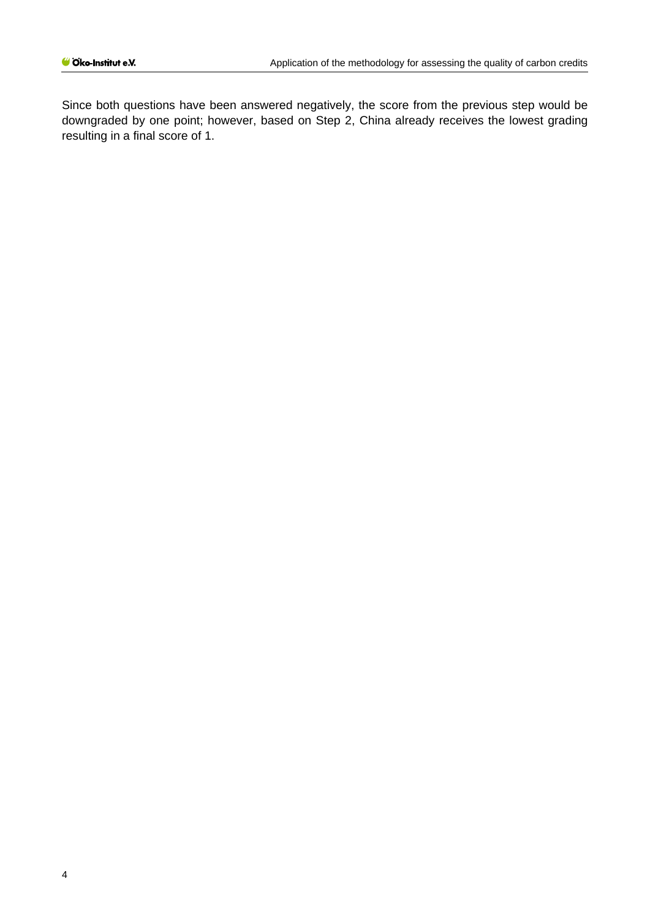Since both questions have been answered negatively, the score from the previous step would be downgraded by one point; however, based on Step 2, China already receives the lowest grading resulting in a final score of 1.